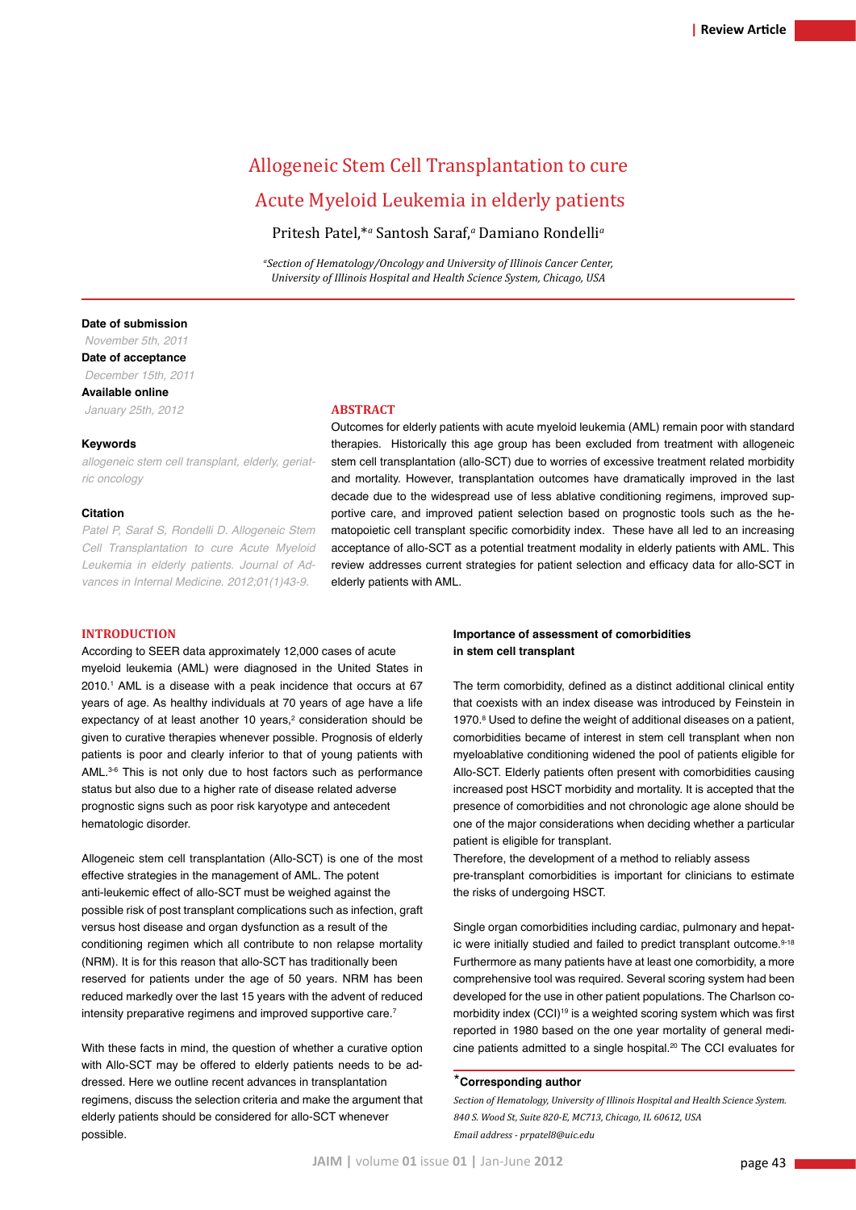Review Article

# Allogeneic Stem Cell Transplantation to cure Acute Myeloid Leukemia in elderly patients

Pritesh Patel,*[a] Santosh Saraf,[a] Damiano Rondelli[a]

[a]*Section of Hematology/Oncology and University of Illinois Cancer Center, University of Illinois Hospital and Health Science System, Chicago, USA*

**Date of submission**

*November 5th, 2011*

**Date of acceptance**

*December 15th, 2011*

**Available online**

*January 25th, 2012*

**Keywords**

*allogeneic stem cell transplant, elderly, geriatric oncology*

**Citation**

*Patel P, Saraf S, Rondelli D. Allogeneic Stem Cell Transplantation to cure Acute Myeloid Leukemia in elderly patients. Journal of Advances in Internal Medicine. 2012;01(1)43-9.*

## ABSTRACT

Outcomes for elderly patients with acute myeloid leukemia (AML) remain poor with standard therapies. Historically this age group has been excluded from treatment with allogeneic stem cell transplantation (allo-SCT) due to worries of excessive treatment related morbidity and mortality. However, transplantation outcomes have dramatically improved in the last decade due to the widespread use of less ablative conditioning regimens, improved supportive care, and improved patient selection based on prognostic tools such as the hematopoietic cell transplant specific comorbidity index. These have all led to an increasing acceptance of allo-SCT as a potential treatment modality in elderly patients with AML. This review addresses current strategies for patient selection and efficacy data for allo-SCT in elderly patients with AML.

## INTRODUCTION

According to SEER data approximately 12,000 cases of acute myeloid leukemia (AML) were diagnosed in the United States in 2010.[1] AML is a disease with a peak incidence that occurs at 67 years of age. As healthy individuals at 70 years of age have a life expectancy of at least another 10 years,[2] consideration should be given to curative therapies whenever possible. Prognosis of elderly patients is poor and clearly inferior to that of young patients with AML.[3-6] This is not only due to host factors such as performance status but also due to a higher rate of disease related adverse prognostic signs such as poor risk karyotype and antecedent hematologic disorder.

Allogeneic stem cell transplantation (Allo-SCT) is one of the most effective strategies in the management of AML. The potent anti-leukemic effect of allo-SCT must be weighed against the possible risk of post transplant complications such as infection, graft versus host disease and organ dysfunction as a result of the conditioning regimen which all contribute to non relapse mortality (NRM). It is for this reason that allo-SCT has traditionally been reserved for patients under the age of 50 years. NRM has been reduced markedly over the last 15 years with the advent of reduced intensity preparative regimens and improved supportive care.[7]

With these facts in mind, the question of whether a curative option with Allo-SCT may be offered to elderly patients needs to be addressed. Here we outline recent advances in transplantation regimens, discuss the selection criteria and make the argument that elderly patients should be considered for allo-SCT whenever possible.

### Importance of assessment of comorbidities in stem cell transplant

The term comorbidity, defined as a distinct additional clinical entity that coexists with an index disease was introduced by Feinstein in 1970.[8] Used to define the weight of additional diseases on a patient, comorbidities became of interest in stem cell transplant when non myeloablative conditioning widened the pool of patients eligible for Allo-SCT. Elderly patients often present with comorbidities causing increased post HSCT morbidity and mortality. It is accepted that the presence of comorbidities and not chronologic age alone should be one of the major considerations when deciding whether a particular patient is eligible for transplant.

Therefore, the development of a method to reliably assess pre-transplant comorbidities is important for clinicians to estimate the risks of undergoing HSCT.

Single organ comorbidities including cardiac, pulmonary and hepatic were initially studied and failed to predict transplant outcome.[9-18] Furthermore as many patients have at least one comorbidity, a more comprehensive tool was required. Several scoring system had been developed for the use in other patient populations. The Charlson comorbidity index (CCI)[19] is a weighted scoring system which was first reported in 1980 based on the one year mortality of general medicine patients admitted to a single hospital.[20] The CCI evaluates for

**\*Corresponding author**

*Section of Hematology, University of Illinois Hospital and Health Science System. 840 S. Wood St, Suite 820-E, MC713, Chicago, IL 60612, USA*

*Email address - prpatel8@uic.edu*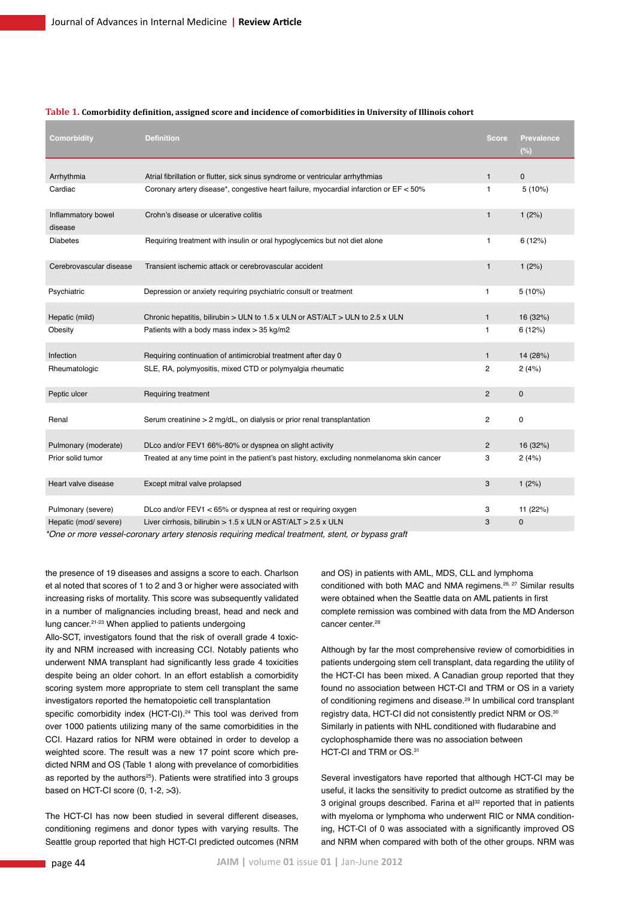**Table 1.** Comorbidity definition, assigned score and incidence of comorbidities in University of Illinois cohort

| Comorbidity | Definition | Score | Prevalence (%) |
|---|---|---|---|
| Arrhythmia | Atrial fibrillation or flutter, sick sinus syndrome or ventricular arrhythmias | 1 | 0 |
| Cardiac | Coronary artery disease*, congestive heart failure, myocardial infarction or EF < 50% | 1 | 5 (10%) |
| Inflammatory bowel disease | Crohn's disease or ulcerative colitis | 1 | 1 (2%) |
| Diabetes | Requiring treatment with insulin or oral hypoglycemics but not diet alone | 1 | 6 (12%) |
| Cerebrovascular disease | Transient ischemic attack or cerebrovascular accident | 1 | 1 (2%) |
| Psychiatric | Depression or anxiety requiring psychiatric consult or treatment | 1 | 5 (10%) |
| Hepatic (mild) | Chronic hepatitis, bilirubin > ULN to 1.5 x ULN or AST/ALT > ULN to 2.5 x ULN | 1 | 16 (32%) |
| Obesity | Patients with a body mass index > 35 kg/m2 | 1 | 6 (12%) |
| Infection | Requiring continuation of antimicrobial treatment after day 0 | 1 | 14 (28%) |
| Rheumatologic | SLE, RA, polymyositis, mixed CTD or polymyalgia rheumatic | 2 | 2 (4%) |
| Peptic ulcer | Requiring treatment | 2 | 0 |
| Renal | Serum creatinine > 2 mg/dL, on dialysis or prior renal transplantation | 2 | 0 |
| Pulmonary (moderate) | DLco and/or FEV1 66%-80% or dyspnea on slight activity | 2 | 16 (32%) |
| Prior solid tumor | Treated at any time point in the patient's past history, excluding nonmelanoma skin cancer | 3 | 2 (4%) |
| Heart valve disease | Except mitral valve prolapsed | 3 | 1 (2%) |
| Pulmonary (severe) | DLco and/or FEV1 < 65% or dyspnea at rest or requiring oxygen | 3 | 11 (22%) |
| Hepatic (mod/ severe) | Liver cirrhosis, bilirubin > 1.5 x ULN or AST/ALT > 2.5 x ULN | 3 | 0 |

*\*One or more vessel-coronary artery stenosis requiring medical treatment, stent, or bypass graft*

the presence of 19 diseases and assigns a score to each. Charlson et al noted that scores of 1 to 2 and 3 or higher were associated with increasing risks of mortality. This score was subsequently validated in a number of malignancies including breast, head and neck and lung cancer.[21-23] When applied to patients undergoing Allo-SCT, investigators found that the risk of overall grade 4 toxicity and NRM increased with increasing CCI. Notably patients who underwent NMA transplant had significantly less grade 4 toxicities despite being an older cohort. In an effort establish a comorbidity scoring system more appropriate to stem cell transplant the same investigators reported the hematopoietic cell transplantation specific comorbidity index (HCT-CI).[24] This tool was derived from over 1000 patients utilizing many of the same comorbidities in the CCI. Hazard ratios for NRM were obtained in order to develop a weighted score. The result was a new 17 point score which predicted NRM and OS (Table 1 along with prevalence of comorbidities as reported by the authors[25]). Patients were stratified into 3 groups based on HCT-CI score (0, 1-2, >3).

The HCT-CI has now been studied in several different diseases, conditioning regimens and donor types with varying results. The Seattle group reported that high HCT-CI predicted outcomes (NRM and OS) in patients with AML, MDS, CLL and lymphoma conditioned with both MAC and NMA regimens.[26, 27] Similar results were obtained when the Seattle data on AML patients in first complete remission was combined with data from the MD Anderson cancer center.[28]

Although by far the most comprehensive review of comorbidities in patients undergoing stem cell transplant, data regarding the utility of the HCT-CI has been mixed. A Canadian group reported that they found no association between HCT-CI and TRM or OS in a variety of conditioning regimens and disease.[29] In umbilical cord transplant registry data, HCT-CI did not consistently predict NRM or OS.[30] Similarly in patients with NHL conditioned with fludarabine and cyclophosphamide there was no association between HCT-CI and TRM or OS.[31]

Several investigators have reported that although HCT-CI may be useful, it lacks the sensitivity to predict outcome as stratified by the 3 original groups described. Farina et al[32] reported that in patients with myeloma or lymphoma who underwent RIC or NMA conditioning, HCT-CI of 0 was associated with a significantly improved OS and NRM when compared with both of the other groups. NRM was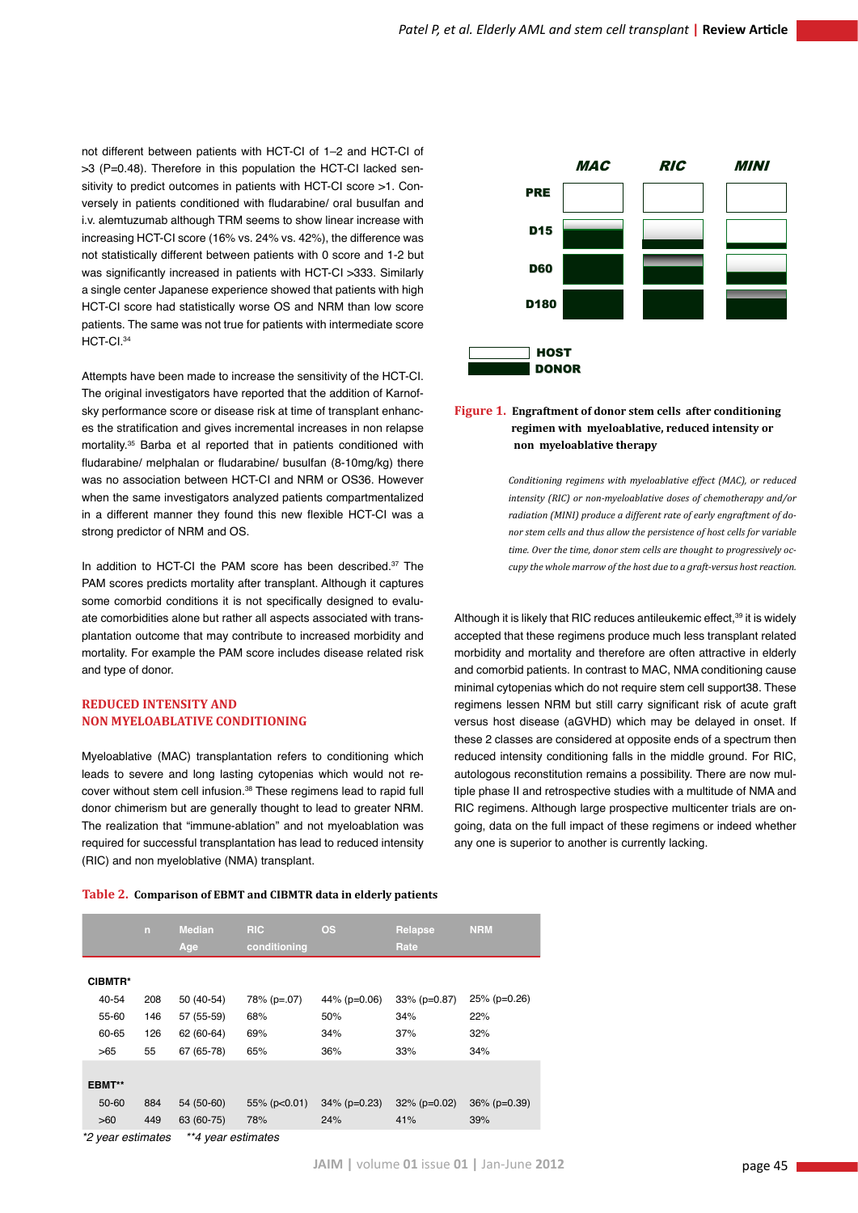not different between patients with HCT-CI of 1–2 and HCT-CI of >3 (P=0.48). Therefore in this population the HCT-CI lacked sensitivity to predict outcomes in patients with HCT-CI score >1. Conversely in patients conditioned with fludarabine/ oral busulfan and i.v. alemtuzumab although TRM seems to show linear increase with increasing HCT-CI score (16% vs. 24% vs. 42%), the difference was not statistically different between patients with 0 score and 1-2 but was significantly increased in patients with HCT-CI >333. Similarly a single center Japanese experience showed that patients with high HCT-CI score had statistically worse OS and NRM than low score patients. The same was not true for patients with intermediate score HCT-CI.[34]

Attempts have been made to increase the sensitivity of the HCT-CI. The original investigators have reported that the addition of Karnofsky performance score or disease risk at time of transplant enhances the stratification and gives incremental increases in non relapse mortality.[35] Barba et al reported that in patients conditioned with fludarabine/ melphalan or fludarabine/ busulfan (8-10mg/kg) there was no association between HCT-CI or OS36. However when the same investigators analyzed patients compartmentalized in a different manner they found this new flexible HCT-CI was a strong predictor of NRM and OS.

In addition to HCT-CI the PAM score has been described.[37] The PAM scores predicts mortality after transplant. Although it captures some comorbid conditions it is not specifically designed to evaluate comorbidities alone but rather all aspects associated with transplantation outcome that may contribute to increased morbidity and mortality. For example the PAM score includes disease related risk and type of donor.

## REDUCED INTENSITY AND NON MYELOABLATIVE CONDITIONING

Myeloablative (MAC) transplantation refers to conditioning which leads to severe and long lasting cytopenias which would not recover without stem cell infusion.[38] These regimens lead to rapid full donor chimerism but are generally thought to lead to greater NRM. The realization that "immune-ablation" and not myeloablation was required for successful transplantation has lead to reduced intensity (RIC) and non myeloablative (NMA) transplant.

MAC RIC MINI

PRE

D15

D60

D180

HOST

DONOR

**Figure 1. Engraftment of donor stem cells after conditioning regimen with myeloablative, reduced intensity or non myeloablative therapy**

*Conditioning regimens with myeloablative effect (MAC), or reduced intensity (RIC) or non-myeloablative doses of chemotherapy and/or radiation (MINI) produce a different rate of early engraftment of donor stem cells and thus allow the persistence of host cells for variable time. Over the time, donor stem cells are thought to progressively occupy the whole marrow of the host due to a graft-versus host reaction.*

Although it is likely that RIC reduces antileukemic effect,[39] it is widely accepted that these regimens produce much less transplant related morbidity and mortality and therefore are often attractive in elderly and comorbid patients. In contrast to MAC, NMA conditioning cause minimal cytopenias which do not require stem cell support38. These regimens lessen NRM but still carry significant risk of acute graft versus host disease (aGVHD) which may be delayed in onset. If these 2 classes are considered at opposite ends of a spectrum then reduced intensity conditioning falls in the middle ground. For RIC, autologous reconstitution remains a possibility. There are now multiple phase II and retrospective studies with a multitude of NMA and RIC regimens. Although large prospective multicenter trials are ongoing, data on the full impact of these regimens or indeed whether any one is superior to another is currently lacking.

**Table 2. Comparison of EBMT and CIBMTR data in elderly patients**

| | n | Median Age | RIC conditioning | OS | Relapse Rate | NRM |
|---|---|---|---|---|---|---|
| **CIBMTR*** | | | | | | |
| 40-54 | 208 | 50 (40-54) | 78% (p=.07) | 44% (p=0.06) | 33% (p=0.87) | 25% (p=0.26) |
| 55-60 | 146 | 57 (55-59) | 68% | 50% | 34% | 22% |
| 60-65 | 126 | 62 (60-64) | 69% | 34% | 37% | 32% |
| >65 | 55 | 67 (65-78) | 65% | 36% | 33% | 34% |
| **EBMT**** | | | | | | |
| 50-60 | 884 | 54 (50-60) | 55% (p<0.01) | 34% (p=0.23) | 32% (p=0.02) | 36% (p=0.39) |
| >60 | 449 | 63 (60-75) | 78% | 24% | 41% | 39% |

*\*2 year estimates \*\*4 year estimates*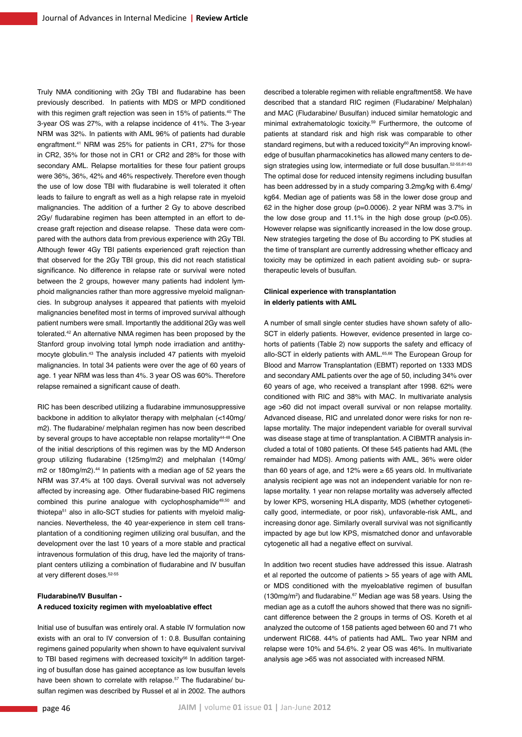Truly NMA conditioning with 2Gy TBI and fludarabine has been previously described. In patients with MDS or MPD conditioned with this regimen graft rejection was seen in 15% of patients.[40] The 3-year OS was 27%, with a relapse incidence of 41%. The 3-year NRM was 32%. In patients with AML 96% of patients had durable engraftment.[41] NRM was 25% for patients in CR1, 27% for those in CR2, 35% for those not in CR1 or CR2 and 28% for those with secondary AML. Relapse mortalities for these four patient groups were 36%, 36%, 42% and 46% respectively. Therefore even though the use of low dose TBI with fludarabine is well tolerated it often leads to failure to engraft as well as a high relapse rate in myeloid malignancies. The addition of a further 2 Gy to above described 2Gy/ fludarabine regimen has been attempted in an effort to decrease graft rejection and disease relapse. These data were compared with the authors data from previous experience with 2Gy TBI. Although fewer 4Gy TBI patients experienced graft rejection than that observed for the 2Gy TBI group, this did not reach statistical significance. No difference in relapse rate or survival were noted between the 2 groups, however many patients had indolent lymphoid malignancies rather than more aggressive myeloid malignancies. In subgroup analyses it appeared that patients with myeloid malignancies benefited most in terms of improved survival although patient numbers were small. Importantly the additional 2Gy was well tolerated.[42] An alternative NMA regimen has been proposed by the Stanford group involving total lymph node irradiation and antithymocyte globulin.[43] The analysis included 47 patients with myeloid malignancies. In total 34 patients were over the age of 60 years of age. 1 year NRM was less than 4%. 3 year OS was 60%. Therefore relapse remained a significant cause of death.

RIC has been described utilizing a fludarabine immunosuppressive backbone in addition to alkylator therapy with melphalan (<140mg/m2). The fludarabine/ melphalan regimen has now been described by several groups to have acceptable non relapse mortality[44-48] One of the initial descriptions of this regimen was by the MD Anderson group utilizing fludarabine (125mg/m2) and melphalan (140mg/m2 or 180mg/m2).[44] In patients with a median age of 52 years the NRM was 37.4% at 100 days. Overall survival was not adversely affected by increasing age. Other fludarabine-based RIC regimens combined this purine analogue with cyclophosphamide[49,50] and thiotepa[51] also in allo-SCT studies for patients with myeloid malignancies. Nevertheless, the 40 year-experience in stem cell transplantation of a conditioning regimen utilizing oral busulfan, and the development over the last 10 years of a more stable and practical intravenous formulation of this drug, have led the majority of transplant centers utilizing a combination of fludarabine and IV busulfan at very different doses.[52-55]

#### Fludarabine/IV Busulfan - A reduced toxicity regimen with myeloablative effect

Initial use of busulfan was entirely oral. A stable IV formulation now exists with an oral to IV conversion of 1: 0.8. Busulfan containing regimens gained popularity when shown to have equivalent survival to TBI based regimens with decreased toxicity[56] In addition targeting of busulfan dose has gained acceptance as low busulfan levels have been shown to correlate with relapse.[57] The fludarabine/ busulfan regimen was described by Russel et al in 2002. The authors described a tolerable regimen with reliable engraftment58. We have described that a standard RIC regimen (Fludarabine/ Melphalan) and MAC (Fludarabine/ Busulfan) induced similar hematologic and minimal extrahematologic toxicity.[59] Furthermore, the outcome of patients at standard risk and high risk was comparable to other standard regimens, but with a reduced toxicity[60] An improving knowledge of busulfan pharmacokinetics has allowed many centers to design strategies using low, intermediate or full dose busulfan.[52-55,61-63] The optimal dose for reduced intensity regimens including busulfan has been addressed by in a study comparing 3.2mg/kg with 6.4mg/kg64. Median age of patients was 58 in the lower dose group and 62 in the higher dose group (p=0.0006). 2 year NRM was 3.7% in the low dose group and 11.1% in the high dose group ($p<0.05$). However relapse was significantly increased in the low dose group. New strategies targeting the dose of Bu according to PK studies at the time of transplant are currently addressing whether efficacy and toxicity may be optimized in each patient avoiding sub- or supra-therapeutic levels of busulfan.

#### Clinical experience with transplantation in elderly patients with AML

A number of small single center studies have shown safety of allo-SCT in elderly patients. However, evidence presented in large cohorts of patients (Table 2) now supports the safety and efficacy of allo-SCT in elderly patients with AML.[65,66] The European Group for Blood and Marrow Transplantation (EBMT) reported on 1333 MDS and secondary AML patients over the age of 50, including 34% over 60 years of age, who received a transplant after 1998. 62% were conditioned with RIC and 38% with MAC. In multivariate analysis age >60 did not impact overall survival or non relapse mortality. Advanced disease, RIC and unrelated donor were risks for non relapse mortality. The major independent variable for overall survival was disease stage at time of transplantation. A CIBMTR analysis included a total of 1080 patients. Of these 545 patients had AML (the remainder had MDS). Among patients with AML, 36% were older than 60 years of age, and 12% were ≥ 65 years old. In multivariate analysis recipient age was not an independent variable for non relapse mortality. 1 year non relapse mortality was adversely affected by lower KPS, worsening HLA disparity, MDS (whether cytogenetically good, intermediate, or poor risk), unfavorable-risk AML, and increasing donor age. Similarly overall survival was not significantly impacted by age but low KPS, mismatched donor and unfavorable cytogenetic all had a negative effect on survival.

In addition two recent studies have addressed this issue. Alatrash et al reported the outcome of patients > 55 years of age with AML or MDS conditioned with the myeloablative regimen of busulfan (130mg/m$^2$) and fludarabine.[67] Median age was 58 years. Using the median age as a cutoff the auhors showed that there was no significant difference between the 2 groups in terms of OS. Koreth et al analyzed the outcome of 158 patients aged between 60 and 71 who underwent RIC68. 44% of patients had AML. Two year NRM and relapse were 10% and 54.6%. 2 year OS was 46%. In multivariate analysis age >65 was not associated with increased NRM.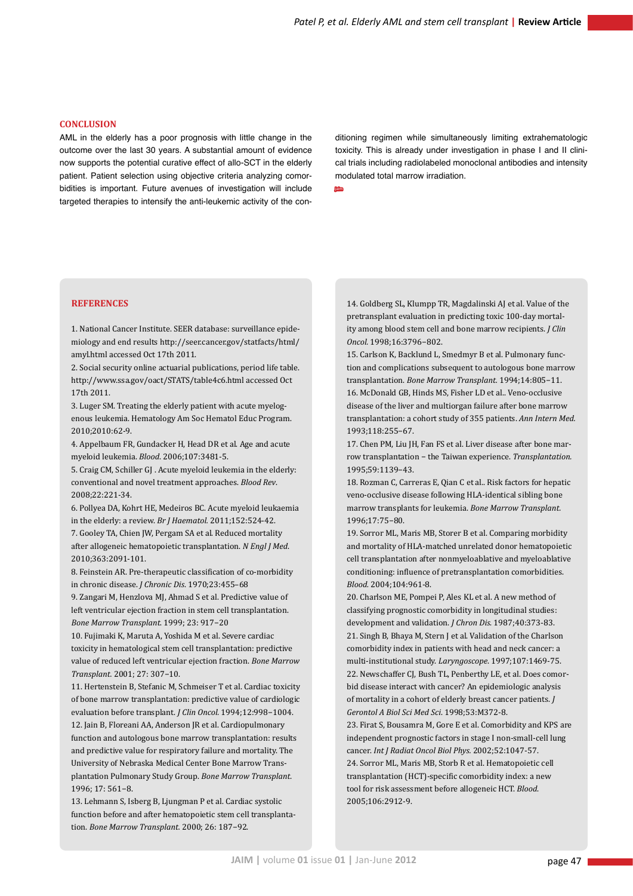## CONCLUSION

AML in the elderly has a poor prognosis with little change in the outcome over the last 30 years. A substantial amount of evidence now supports the potential curative effect of allo-SCT in the elderly patient. Patient selection using objective criteria analyzing comorbidities is important. Future avenues of investigation will include targeted therapies to intensify the anti-leukemic activity of the conditioning regimen while simultaneously limiting extrahematologic toxicity. This is already under investigation in phase I and II clinical trials including radiolabeled monoclonal antibodies and intensity modulated total marrow irradiation.

## REFERENCES

1. National Cancer Institute. SEER database: surveillance epidemiology and end results http://seer.cancer.gov/statfacts/html/amyl.html accessed Oct 17th 2011.
2. Social security online actuarial publications, period life table. http://www.ssa.gov/oact/STATS/table4c6.html accessed Oct 17th 2011.
3. Luger SM. Treating the elderly patient with acute myelogenous leukemia. Hematology Am Soc Hematol Educ Program. 2010;2010:62-9.
4. Appelbaum FR, Gundacker H, Head DR et al. Age and acute myeloid leukemia. *Blood.* 2006;107:3481-5.
5. Craig CM, Schiller GJ . Acute myeloid leukemia in the elderly: conventional and novel treatment approaches. *Blood Rev.* 2008;22:221-34.
6. Pollyea DA, Kohrt HE, Medeiros BC. Acute myeloid leukaemia in the elderly: a review. *Br J Haematol.* 2011;152:524-42.
7. Gooley TA, Chien JW, Pergam SA et al. Reduced mortality after allogeneic hematopoietic transplantation. *N Engl J Med.* 2010;363:2091-101.
8. Feinstein AR. Pre-therapeutic classification of co-morbidity in chronic disease. *J Chronic Dis.* 1970;23:455–68
9. Zangari M, Henzlova MJ, Ahmad S et al. Predictive value of left ventricular ejection fraction in stem cell transplantation. *Bone Marrow Transplant.* 1999; 23: 917–20
10. Fujimaki K, Maruta A, Yoshida M et al. Severe cardiac toxicity in hematological stem cell transplantation: predictive value of reduced left ventricular ejection fraction. *Bone Marrow Transplant.* 2001; 27: 307–10.
11. Hertenstein B, Stefanic M, Schmeiser T et al. Cardiac toxicity of bone marrow transplantation: predictive value of cardiologic evaluation before transplant. *J Clin Oncol.* 1994;12:998–1004.
12. Jain B, Floreani AA, Anderson JR et al. Cardiopulmonary function and autologous bone marrow transplantation: results and predictive value for respiratory failure and mortality. The University of Nebraska Medical Center Bone Marrow Transplantation Pulmonary Study Group. *Bone Marrow Transplant.* 1996; 17: 561–8.
13. Lehmann S, Isberg B, Ljungman P et al. Cardiac systolic function before and after hematopoietic stem cell transplantation. *Bone Marrow Transplant.* 2000; 26: 187–92.
14. Goldberg SL, Klumpp TR, Magdalinski AJ et al. Value of the pretransplant evaluation in predicting toxic 100-day mortality among blood stem cell and bone marrow recipients. *J Clin Oncol.* 1998;16:3796–802.
15. Carlson K, Backlund L, Smedmyr B et al. Pulmonary function and complications subsequent to autologous bone marrow transplantation. *Bone Marrow Transplant.* 1994;14:805–11.
16. McDonald GB, Hinds MS, Fisher LD et al.. Veno-occlusive disease of the liver and multiorgan failure after bone marrow transplantation: a cohort study of 355 patients. *Ann Intern Med.* 1993;118:255–67.
17. Chen PM, Liu JH, Fan FS et al. Liver disease after bone marrow transplantation – the Taiwan experience. *Transplantation.* 1995;59:1139–43.
18. Rozman C, Carreras E, Qian C et al.. Risk factors for hepatic veno-occlusive disease following HLA-identical sibling bone marrow transplants for leukemia. *Bone Marrow Transplant.* 1996;17:75–80.
19. Sorror ML, Maris MB, Storer B et al. Comparing morbidity and mortality of HLA-matched unrelated donor hematopoietic cell transplantation after nonmyeloablative and myeloablative conditioning: influence of pretransplantation comorbidities. *Blood.* 2004;104:961-8.
20. Charlson ME, Pompei P, Ales KL et al. A new method of classifying prognostic comorbidity in longitudinal studies: development and validation. *J Chron Dis.* 1987;40:373-83.
21. Singh B, Bhaya M, Stern J et al. Validation of the Charlson comorbidity index in patients with head and neck cancer: a multi-institutional study. *Laryngoscope.* 1997;107:1469-75.
22. Newschaffer CJ, Bush TL, Penberthy LE, et al. Does comorbid disease interact with cancer? An epidemiologic analysis of mortality in a cohort of elderly breast cancer patients. *J Gerontol A Biol Sci Med Sci.* 1998;53:M372-8.
23. Firat S, Bousamra M, Gore E et al. Comorbidity and KPS are independent prognostic factors in stage I non-small-cell lung cancer. *Int J Radiat Oncol Biol Phys.* 2002;52:1047-57.
24. Sorror ML, Maris MB, Storb R et al. Hematopoietic cell transplantation (HCT)-specific comorbidity index: a new tool for risk assessment before allogeneic HCT. *Blood.* 2005;106:2912-9.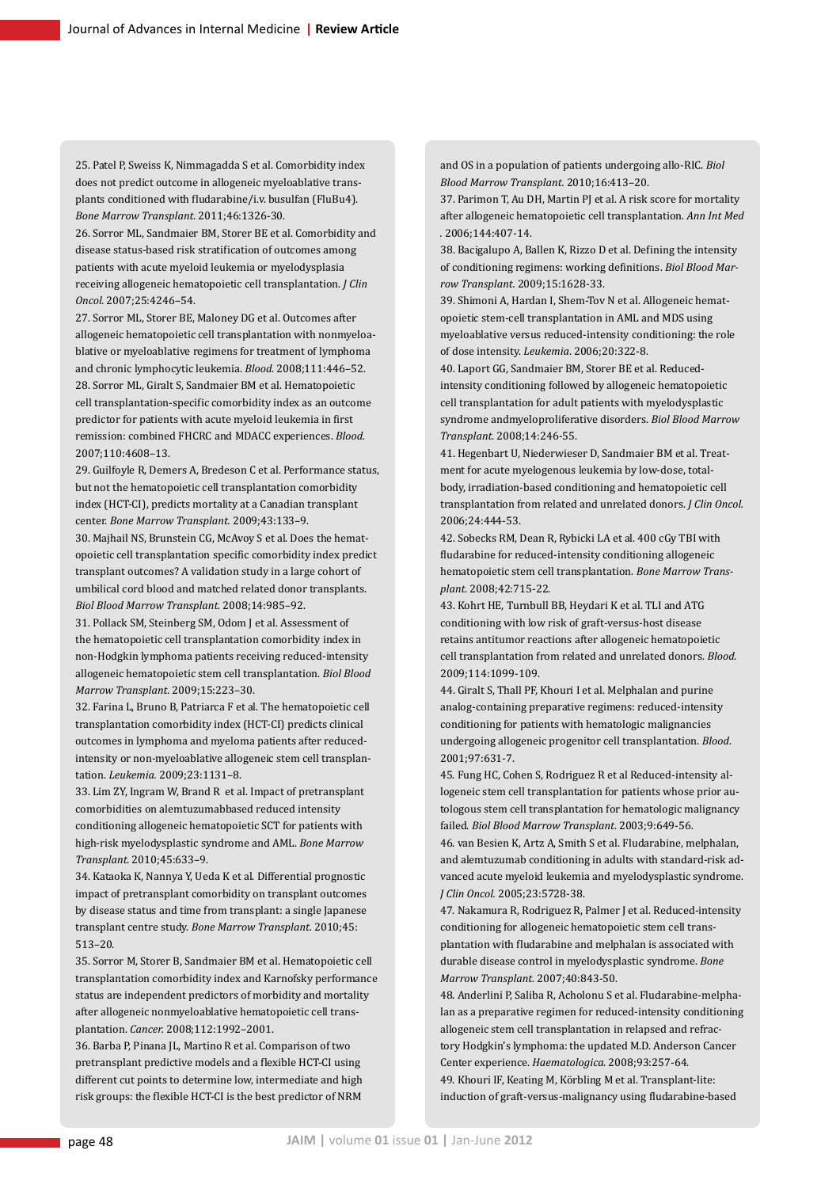25. Patel P, Sweiss K, Nimmagadda S et al. Comorbidity index does not predict outcome in allogeneic myeloablative transplants conditioned with fludarabine/i.v. busulfan (FluBu4). *Bone Marrow Transplant.* 2011;46:1326-30.

26. Sorror ML, Sandmaier BM, Storer BE et al. Comorbidity and disease status-based risk stratification of outcomes among patients with acute myeloid leukemia or myelodysplasia receiving allogeneic hematopoietic cell transplantation. *J Clin Oncol.* 2007;25:4246–54.

27. Sorror ML, Storer BE, Maloney DG et al. Outcomes after allogeneic hematopoietic cell transplantation with nonmyeloablative or myeloablative regimens for treatment of lymphoma and chronic lymphocytic leukemia. *Blood.* 2008;111:446–52.

28. Sorror ML, Giralt S, Sandmaier BM et al. Hematopoietic cell transplantation-specific comorbidity index as an outcome predictor for patients with acute myeloid leukemia in first remission: combined FHCRC and MDACC experiences. *Blood.* 2007;110:4608–13.

29. Guilfoyle R, Demers A, Bredeson C et al. Performance status, but not the hematopoietic cell transplantation comorbidity index (HCT-CI), predicts mortality at a Canadian transplant center. *Bone Marrow Transplant.* 2009;43:133–9.

30. Majhail NS, Brunstein CG, McAvoy S et al. Does the hematopoietic cell transplantation specific comorbidity index predict transplant outcomes? A validation study in a large cohort of umbilical cord blood and matched related donor transplants. *Biol Blood Marrow Transplant.* 2008;14:985–92.

31. Pollack SM, Steinberg SM, Odom J et al. Assessment of the hematopoietic cell transplantation comorbidity index in non-Hodgkin lymphoma patients receiving reduced-intensity allogeneic hematopoietic stem cell transplantation. *Biol Blood Marrow Transplant.* 2009;15:223–30.

32. Farina L, Bruno B, Patriarca F et al. The hematopoietic cell transplantation comorbidity index (HCT-CI) predicts clinical outcomes in lymphoma and myeloma patients after reduced-intensity or non-myeloablative allogeneic stem cell transplantation. *Leukemia.* 2009;23:1131–8.

33. Lim ZY, Ingram W, Brand R et al. Impact of pretransplant comorbidities on alemtuzumabbased reduced intensity conditioning allogeneic hematopoietic SCT for patients with high-risk myelodysplastic syndrome and AML. *Bone Marrow Transplant.* 2010;45:633–9.

34. Kataoka K, Nannya Y, Ueda K et al. Differential prognostic impact of pretransplant comorbidity on transplant outcomes by disease status and time from transplant: a single Japanese transplant centre study. *Bone Marrow Transplant.* 2010;45: 513–20.

35. Sorror M, Storer B, Sandmaier BM et al. Hematopoietic cell transplantation comorbidity index and Karnofsky performance status are independent predictors of morbidity and mortality after allogeneic nonmyeloablative hematopoietic cell transplantation. *Cancer.* 2008;112:1992–2001.

36. Barba P, Pinana JL, Martino R et al. Comparison of two pretransplant predictive models and a flexible HCT-CI using different cut points to determine low, intermediate and high risk groups: the flexible HCT-CI is the best predictor of NRM and OS in a population of patients undergoing allo-RIC. *Biol Blood Marrow Transplant.* 2010;16:413–20.

37. Parimon T, Au DH, Martin PJ et al. A risk score for mortality after allogeneic hematopoietic cell transplantation. *Ann Int Med* . 2006;144:407-14.

38. Bacigalupo A, Ballen K, Rizzo D et al. Defining the intensity of conditioning regimens: working definitions. *Biol Blood Marrow Transplant.* 2009;15:1628-33.

39. Shimoni A, Hardan I, Shem-Tov N et al. Allogeneic hematopoietic stem-cell transplantation in AML and MDS using myeloablative versus reduced-intensity conditioning: the role of dose intensity. *Leukemia.* 2006;20:322-8.

40. Laport GG, Sandmaier BM, Storer BE et al. Reduced-intensity conditioning followed by allogeneic hematopoietic cell transplantation for adult patients with myelodysplastic syndrome andmyeloproliferative disorders. *Biol Blood Marrow Transplant.* 2008;14:246-55.

41. Hegenbart U, Niederwieser D, Sandmaier BM et al. Treatment for acute myelogenous leukemia by low-dose, total-body, irradiation-based conditioning and hematopoietic cell transplantation from related and unrelated donors. *J Clin Oncol.* 2006;24:444-53.

42. Sobecks RM, Dean R, Rybicki LA et al. 400 cGy TBI with fludarabine for reduced-intensity conditioning allogeneic hematopoietic stem cell transplantation. *Bone Marrow Transplant.* 2008;42:715-22.

43. Kohrt HE, Turnbull BB, Heydari K et al. TLI and ATG conditioning with low risk of graft-versus-host disease retains antitumor reactions after allogeneic hematopoietic cell transplantation from related and unrelated donors. *Blood.* 2009;114:1099-109.

44. Giralt S, Thall PF, Khouri I et al. Melphalan and purine analog-containing preparative regimens: reduced-intensity conditioning for patients with hematologic malignancies undergoing allogeneic progenitor cell transplantation. *Blood.* 2001;97:631-7.

45. Fung HC, Cohen S, Rodriguez R et al Reduced-intensity allogeneic stem cell transplantation for patients whose prior autologous stem cell transplantation for hematologic malignancy failed. *Biol Blood Marrow Transplant.* 2003;9:649-56.

46. van Besien K, Artz A, Smith S et al. Fludarabine, melphalan, and alemtuzumab conditioning in adults with standard-risk advanced acute myeloid leukemia and myelodysplastic syndrome. *J Clin Oncol.* 2005;23:5728-38.

47. Nakamura R, Rodriguez R, Palmer J et al. Reduced-intensity conditioning for allogeneic hematopoietic stem cell transplantation with fludarabine and melphalan is associated with durable disease control in myelodysplastic syndrome. *Bone Marrow Transplant.* 2007;40:843-50.

48. Anderlini P, Saliba R, Acholonu S et al. Fludarabine-melphalan as a preparative regimen for reduced-intensity conditioning allogeneic stem cell transplantation in relapsed and refractory Hodgkin's lymphoma: the updated M.D. Anderson Cancer Center experience. *Haematologica.* 2008;93:257-64.

49. Khouri IF, Keating M, Körbling M et al. Transplant-lite: induction of graft-versus-malignancy using fludarabine-based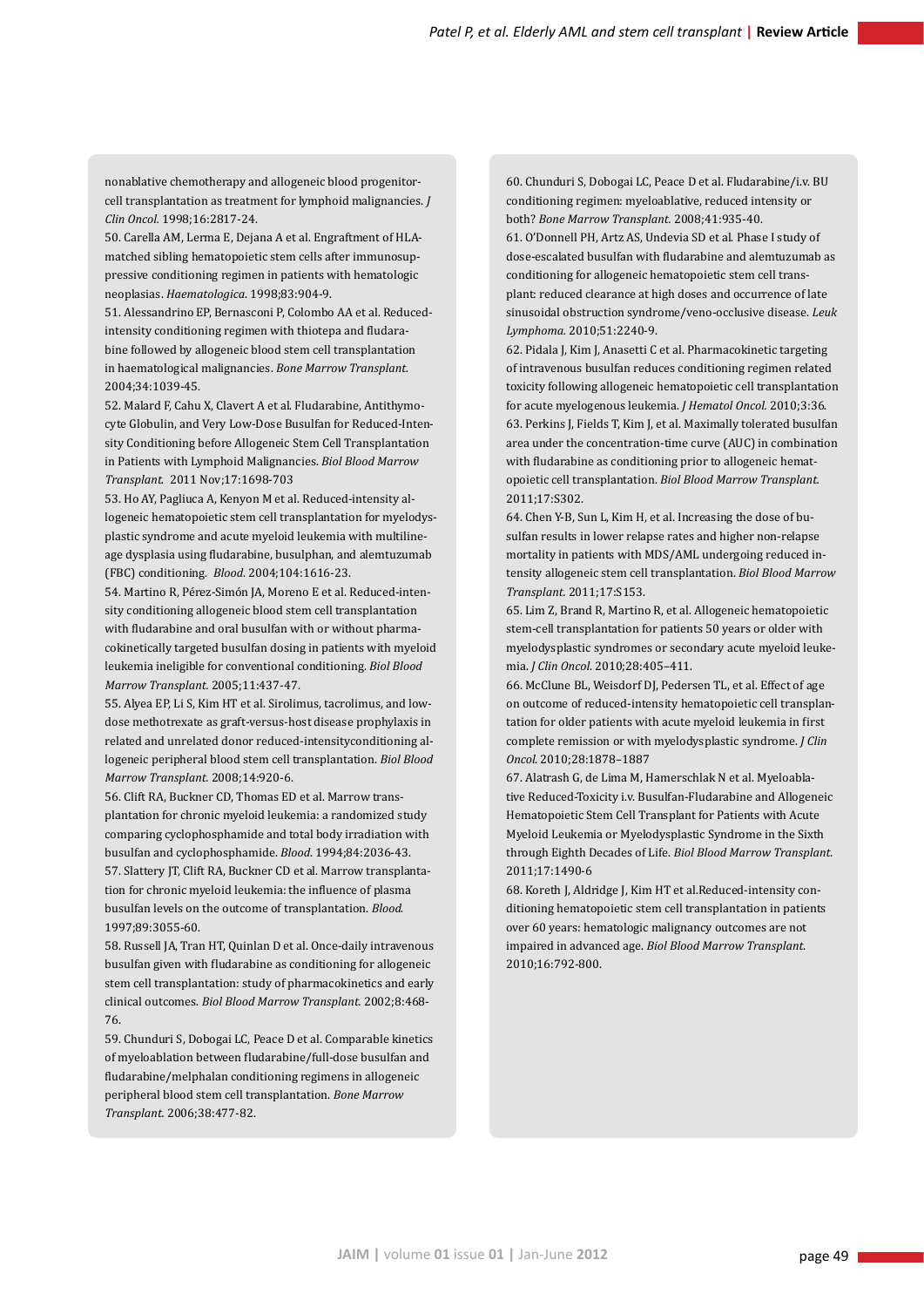nonablative chemotherapy and allogeneic blood progenitor-cell transplantation as treatment for lymphoid malignancies. *J Clin Oncol.* 1998;16:2817-24.

50. Carella AM, Lerma E, Dejana A et al. Engraftment of HLA-matched sibling hematopoietic stem cells after immunosuppressive conditioning regimen in patients with hematologic neoplasias. *Haematologica*. 1998;83:904-9.

51. Alessandrino EP, Bernasconi P, Colombo AA et al. Reduced-intensity conditioning regimen with thiotepa and fludarabine followed by allogeneic blood stem cell transplantation in haematological malignancies. *Bone Marrow Transplant.* 2004;34:1039-45.

52. Malard F, Cahu X, Clavert A et al. Fludarabine, Antithymocyte Globulin, and Very Low-Dose Busulfan for Reduced-Intensity Conditioning before Allogeneic Stem Cell Transplantation in Patients with Lymphoid Malignancies. *Biol Blood Marrow Transplant.* 2011 Nov;17:1698-703

53. Ho AY, Pagliuca A, Kenyon M et al. Reduced-intensity allogeneic hematopoietic stem cell transplantation for myelodysplastic syndrome and acute myeloid leukemia with multilineage dysplasia using fludarabine, busulphan, and alemtuzumab (FBC) conditioning. *Blood.* 2004;104:1616-23.

54. Martino R, Pérez-Simón JA, Moreno E et al. Reduced-intensity conditioning allogeneic blood stem cell transplantation with fludarabine and oral busulfan with or without pharmacokinetically targeted busulfan dosing in patients with myeloid leukemia ineligible for conventional conditioning. *Biol Blood Marrow Transplant.* 2005;11:437-47.

55. Alyea EP, Li S, Kim HT et al. Sirolimus, tacrolimus, and low-dose methotrexate as graft-versus-host disease prophylaxis in related and unrelated donor reduced-intensityconditioning allogeneic peripheral blood stem cell transplantation. *Biol Blood Marrow Transplant.* 2008;14:920-6.

56. Clift RA, Buckner CD, Thomas ED et al. Marrow transplantation for chronic myeloid leukemia: a randomized study comparing cyclophosphamide and total body irradiation with busulfan and cyclophosphamide. *Blood.* 1994;84:2036-43.

57. Slattery JT, Clift RA, Buckner CD et al. Marrow transplantation for chronic myeloid leukemia: the influence of plasma busulfan levels on the outcome of transplantation. *Blood.* 1997;89:3055-60.

58. Russell JA, Tran HT, Quinlan D et al. Once-daily intravenous busulfan given with fludarabine as conditioning for allogeneic stem cell transplantation: study of pharmacokinetics and early clinical outcomes. *Biol Blood Marrow Transplant.* 2002;8:468-76.

59. Chunduri S, Dobogai LC, Peace D et al. Comparable kinetics of myeloablation between fludarabine/full-dose busulfan and fludarabine/melphalan conditioning regimens in allogeneic peripheral blood stem cell transplantation. *Bone Marrow Transplant.* 2006;38:477-82.

60. Chunduri S, Dobogai LC, Peace D et al. Fludarabine/i.v. BU conditioning regimen: myeloablative, reduced intensity or both? *Bone Marrow Transplant.* 2008;41:935-40.

61. O'Donnell PH, Artz AS, Undevia SD et al. Phase I study of dose-escalated busulfan with fludarabine and alemtuzumab as conditioning for allogeneic hematopoietic stem cell transplant: reduced clearance at high doses and occurrence of late sinusoidal obstruction syndrome/veno-occlusive disease. *Leuk Lymphoma.* 2010;51:2240-9.

62. Pidala J, Kim J, Anasetti C et al. Pharmacokinetic targeting of intravenous busulfan reduces conditioning regimen related toxicity following allogeneic hematopoietic cell transplantation for acute myelogenous leukemia. *J Hematol Oncol.* 2010;3:36.

63. Perkins J, Fields T, Kim J, et al. Maximally tolerated busulfan area under the concentration-time curve (AUC) in combination with fludarabine as conditioning prior to allogeneic hematopoietic cell transplantation. *Biol Blood Marrow Transplant.* 2011;17:S302.

64. Chen Y-B, Sun L, Kim H, et al. Increasing the dose of busulfan results in lower relapse rates and higher non-relapse mortality in patients with MDS/AML undergoing reduced intensity allogeneic stem cell transplantation. *Biol Blood Marrow Transplant.* 2011;17:S153.

65. Lim Z, Brand R, Martino R, et al. Allogeneic hematopoietic stem-cell transplantation for patients 50 years or older with myelodysplastic syndromes or secondary acute myeloid leukemia. *J Clin Oncol*. 2010;28:405–411.

66. McClune BL, Weisdorf DJ, Pedersen TL, et al. Effect of age on outcome of reduced-intensity hematopoietic cell transplantation for older patients with acute myeloid leukemia in first complete remission or with myelodysplastic syndrome. *J Clin Oncol.* 2010;28:1878–1887

67. Alatrash G, de Lima M, Hamerschlak N et al. Myeloablative Reduced-Toxicity i.v. Busulfan-Fludarabine and Allogeneic Hematopoietic Stem Cell Transplant for Patients with Acute Myeloid Leukemia or Myelodysplastic Syndrome in the Sixth through Eighth Decades of Life. *Biol Blood Marrow Transplant.* 2011;17:1490-6

68. Koreth J, Aldridge J, Kim HT et al.Reduced-intensity conditioning hematopoietic stem cell transplantation in patients over 60 years: hematologic malignancy outcomes are not impaired in advanced age. *Biol Blood Marrow Transplant.* 2010;16:792-800.